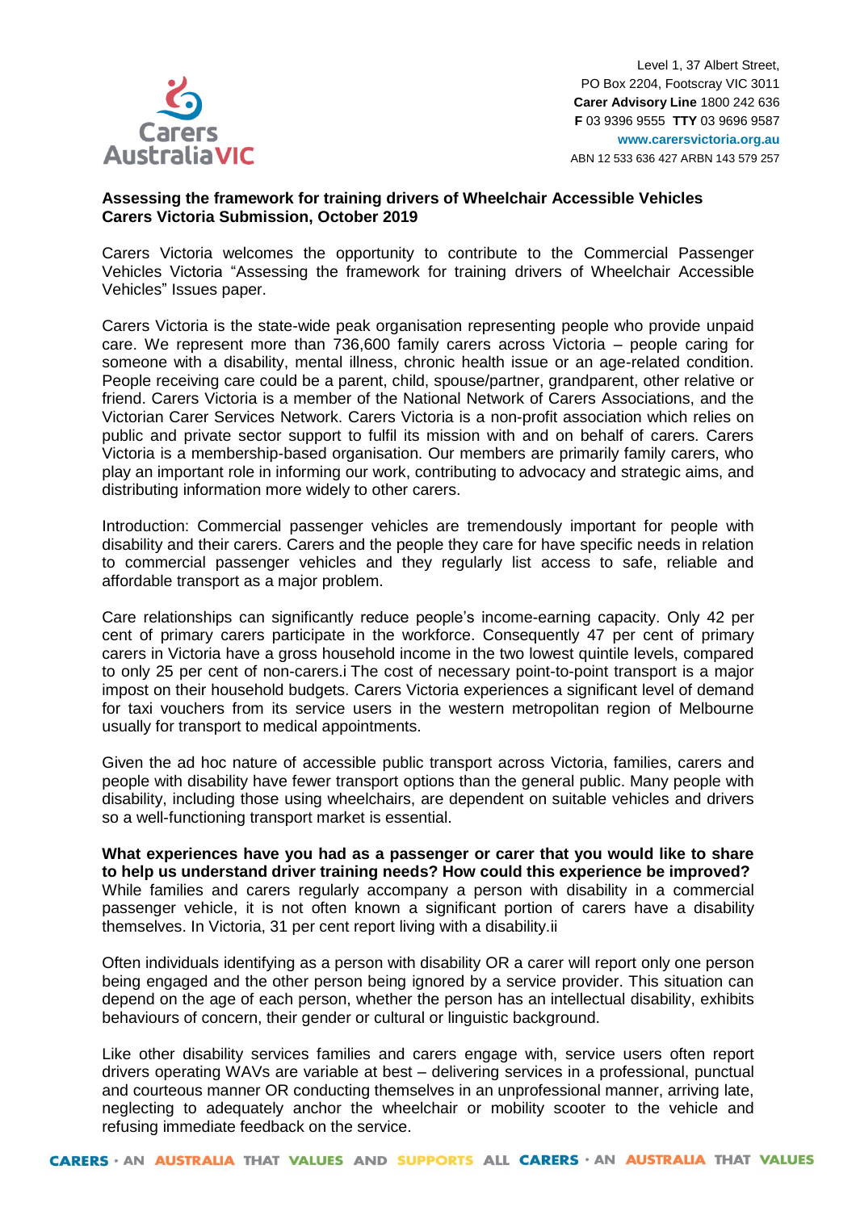Level 1, 37 Albert Street,
PO Box 2204, Footscray VIC 3011
**Carer Advisory Line** 1800 242 636
**F** 03 9396 9555 **TTY** 03 9696 9587
**www.carersvictoria.org.au**
ABN 12 533 636 427 ARBN 143 579 257

**Assessing the framework for training drivers of Wheelchair Accessible Vehicles**
**Carers Victoria Submission, October 2019**

Carers Victoria welcomes the opportunity to contribute to the Commercial Passenger Vehicles Victoria "Assessing the framework for training drivers of Wheelchair Accessible Vehicles" Issues paper.

Carers Victoria is the state-wide peak organisation representing people who provide unpaid care. We represent more than 736,600 family carers across Victoria – people caring for someone with a disability, mental illness, chronic health issue or an age-related condition. People receiving care could be a parent, child, spouse/partner, grandparent, other relative or friend. Carers Victoria is a member of the National Network of Carers Associations, and the Victorian Carer Services Network. Carers Victoria is a non-profit association which relies on public and private sector support to fulfil its mission with and on behalf of carers. Carers Victoria is a membership-based organisation. Our members are primarily family carers, who play an important role in informing our work, contributing to advocacy and strategic aims, and distributing information more widely to other carers.

Introduction: Commercial passenger vehicles are tremendously important for people with disability and their carers. Carers and the people they care for have specific needs in relation to commercial passenger vehicles and they regularly list access to safe, reliable and affordable transport as a major problem.

Care relationships can significantly reduce people's income-earning capacity. Only 42 per cent of primary carers participate in the workforce. Consequently 47 per cent of primary carers in Victoria have a gross household income in the two lowest quintile levels, compared to only 25 per cent of non-carers.[i] The cost of necessary point-to-point transport is a major impost on their household budgets. Carers Victoria experiences a significant level of demand for taxi vouchers from its service users in the western metropolitan region of Melbourne usually for transport to medical appointments.

Given the ad hoc nature of accessible public transport across Victoria, families, carers and people with disability have fewer transport options than the general public. Many people with disability, including those using wheelchairs, are dependent on suitable vehicles and drivers so a well-functioning transport market is essential.

**What experiences have you had as a passenger or carer that you would like to share to help us understand driver training needs? How could this experience be improved?**
While families and carers regularly accompany a person with disability in a commercial passenger vehicle, it is not often known a significant portion of carers have a disability themselves. In Victoria, 31 per cent report living with a disability.[ii]

Often individuals identifying as a person with disability OR a carer will report only one person being engaged and the other person being ignored by a service provider. This situation can depend on the age of each person, whether the person has an intellectual disability, exhibits behaviours of concern, their gender or cultural or linguistic background.

Like other disability services families and carers engage with, service users often report drivers operating WAVs are variable at best – delivering services in a professional, punctual and courteous manner OR conducting themselves in an unprofessional manner, arriving late, neglecting to adequately anchor the wheelchair or mobility scooter to the vehicle and refusing immediate feedback on the service.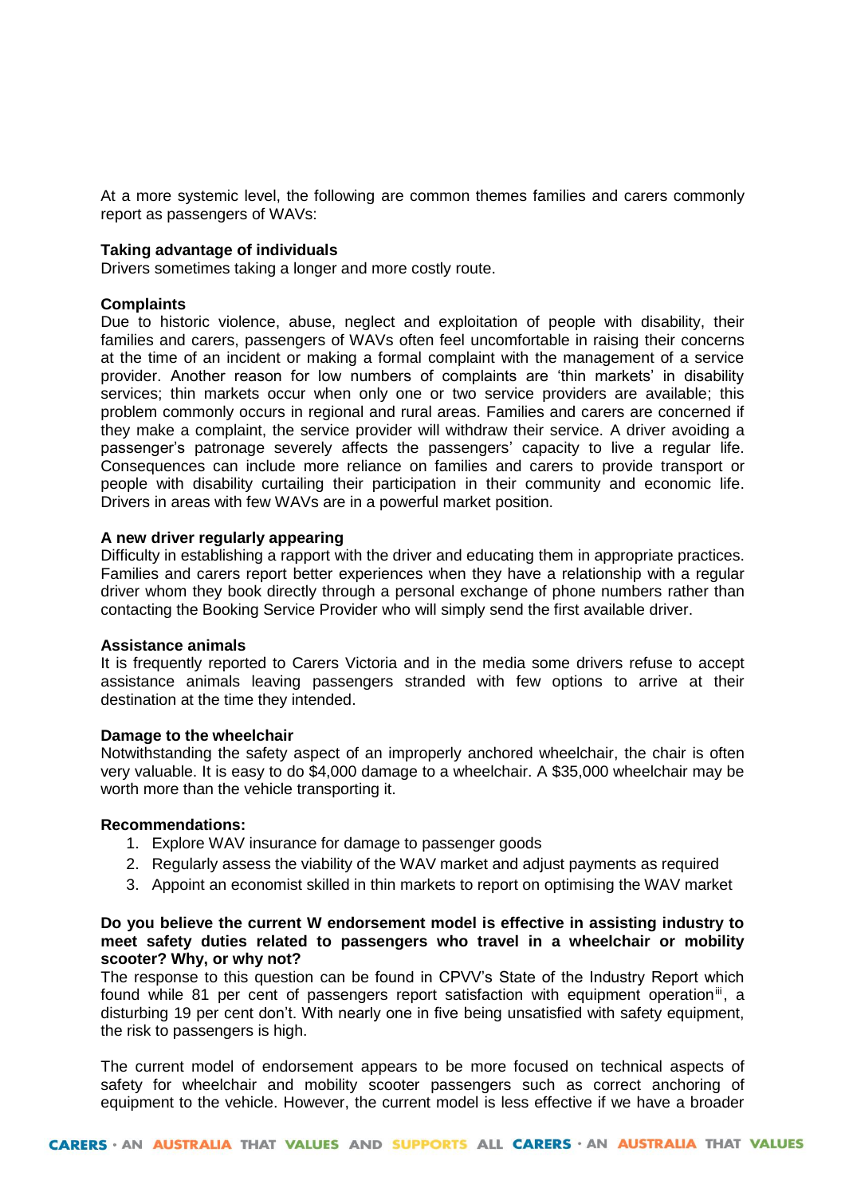At a more systemic level, the following are common themes families and carers commonly report as passengers of WAVs:

**Taking advantage of individuals**
Drivers sometimes taking a longer and more costly route.

**Complaints**
Due to historic violence, abuse, neglect and exploitation of people with disability, their families and carers, passengers of WAVs often feel uncomfortable in raising their concerns at the time of an incident or making a formal complaint with the management of a service provider. Another reason for low numbers of complaints are 'thin markets' in disability services; thin markets occur when only one or two service providers are available; this problem commonly occurs in regional and rural areas. Families and carers are concerned if they make a complaint, the service provider will withdraw their service. A driver avoiding a passenger's patronage severely affects the passengers' capacity to live a regular life. Consequences can include more reliance on families and carers to provide transport or people with disability curtailing their participation in their community and economic life. Drivers in areas with few WAVs are in a powerful market position.

**A new driver regularly appearing**
Difficulty in establishing a rapport with the driver and educating them in appropriate practices. Families and carers report better experiences when they have a relationship with a regular driver whom they book directly through a personal exchange of phone numbers rather than contacting the Booking Service Provider who will simply send the first available driver.

**Assistance animals**
It is frequently reported to Carers Victoria and in the media some drivers refuse to accept assistance animals leaving passengers stranded with few options to arrive at their destination at the time they intended.

**Damage to the wheelchair**
Notwithstanding the safety aspect of an improperly anchored wheelchair, the chair is often very valuable. It is easy to do $4,000 damage to a wheelchair. A $35,000 wheelchair may be worth more than the vehicle transporting it.

**Recommendations:**

1. Explore WAV insurance for damage to passenger goods
2. Regularly assess the viability of the WAV market and adjust payments as required
3. Appoint an economist skilled in thin markets to report on optimising the WAV market

**Do you believe the current W endorsement model is effective in assisting industry to meet safety duties related to passengers who travel in a wheelchair or mobility scooter? Why, or why not?**

The response to this question can be found in CPVV's State of the Industry Report which found while 81 per cent of passengers report satisfaction with equipment operation[iii], a disturbing 19 per cent don't. With nearly one in five being unsatisfied with safety equipment, the risk to passengers is high.

The current model of endorsement appears to be more focused on technical aspects of safety for wheelchair and mobility scooter passengers such as correct anchoring of equipment to the vehicle. However, the current model is less effective if we have a broader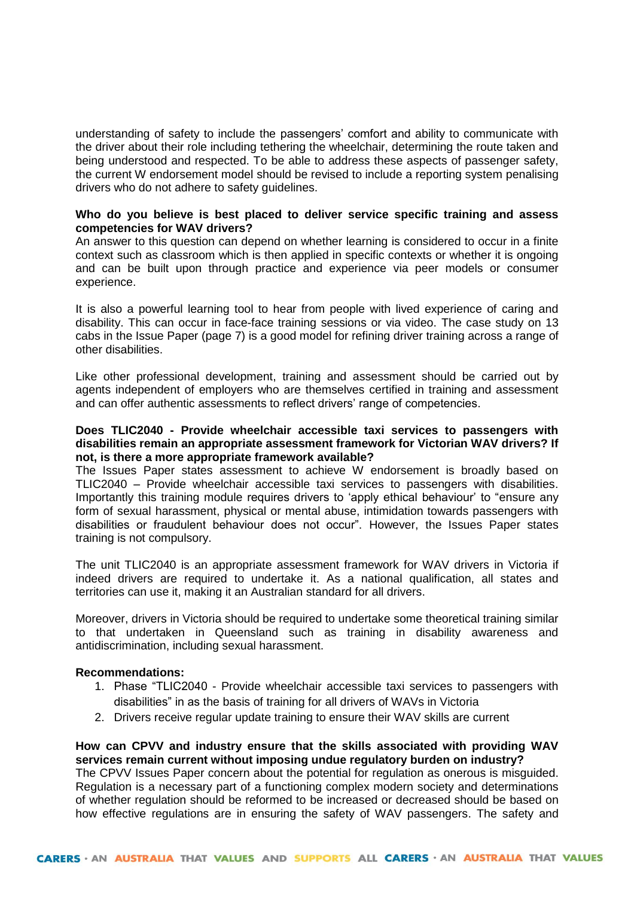understanding of safety to include the passengers' comfort and ability to communicate with the driver about their role including tethering the wheelchair, determining the route taken and being understood and respected. To be able to address these aspects of passenger safety, the current W endorsement model should be revised to include a reporting system penalising drivers who do not adhere to safety guidelines.

**Who do you believe is best placed to deliver service specific training and assess competencies for WAV drivers?**

An answer to this question can depend on whether learning is considered to occur in a finite context such as classroom which is then applied in specific contexts or whether it is ongoing and can be built upon through practice and experience via peer models or consumer experience.

It is also a powerful learning tool to hear from people with lived experience of caring and disability. This can occur in face-face training sessions or via video. The case study on 13 cabs in the Issue Paper (page 7) is a good model for refining driver training across a range of other disabilities.

Like other professional development, training and assessment should be carried out by agents independent of employers who are themselves certified in training and assessment and can offer authentic assessments to reflect drivers' range of competencies.

**Does TLIC2040 - Provide wheelchair accessible taxi services to passengers with disabilities remain an appropriate assessment framework for Victorian WAV drivers? If not, is there a more appropriate framework available?**

The Issues Paper states assessment to achieve W endorsement is broadly based on TLIC2040 – Provide wheelchair accessible taxi services to passengers with disabilities. Importantly this training module requires drivers to 'apply ethical behaviour' to "ensure any form of sexual harassment, physical or mental abuse, intimidation towards passengers with disabilities or fraudulent behaviour does not occur". However, the Issues Paper states training is not compulsory.

The unit TLIC2040 is an appropriate assessment framework for WAV drivers in Victoria if indeed drivers are required to undertake it. As a national qualification, all states and territories can use it, making it an Australian standard for all drivers.

Moreover, drivers in Victoria should be required to undertake some theoretical training similar to that undertaken in Queensland such as training in disability awareness and antidiscrimination, including sexual harassment.

**Recommendations:**

1. Phase "TLIC2040 - Provide wheelchair accessible taxi services to passengers with disabilities" in as the basis of training for all drivers of WAVs in Victoria
2. Drivers receive regular update training to ensure their WAV skills are current

**How can CPVV and industry ensure that the skills associated with providing WAV services remain current without imposing undue regulatory burden on industry?**

The CPVV Issues Paper concern about the potential for regulation as onerous is misguided. Regulation is a necessary part of a functioning complex modern society and determinations of whether regulation should be reformed to be increased or decreased should be based on how effective regulations are in ensuring the safety of WAV passengers. The safety and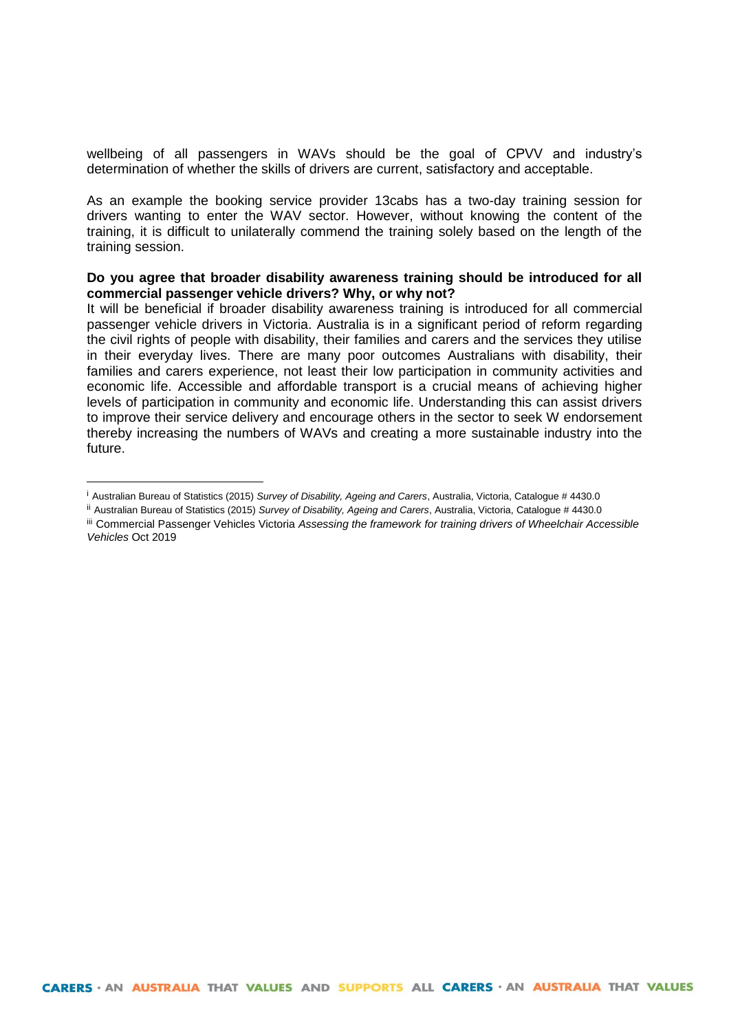wellbeing of all passengers in WAVs should be the goal of CPVV and industry's determination of whether the skills of drivers are current, satisfactory and acceptable.

As an example the booking service provider 13cabs has a two-day training session for drivers wanting to enter the WAV sector. However, without knowing the content of the training, it is difficult to unilaterally commend the training solely based on the length of the training session.

**Do you agree that broader disability awareness training should be introduced for all commercial passenger vehicle drivers? Why, or why not?**

It will be beneficial if broader disability awareness training is introduced for all commercial passenger vehicle drivers in Victoria. Australia is in a significant period of reform regarding the civil rights of people with disability, their families and carers and the services they utilise in their everyday lives. There are many poor outcomes Australians with disability, their families and carers experience, not least their low participation in community activities and economic life. Accessible and affordable transport is a crucial means of achieving higher levels of participation in community and economic life. Understanding this can assist drivers to improve their service delivery and encourage others in the sector to seek W endorsement thereby increasing the numbers of WAVs and creating a more sustainable industry into the future.

---

[i] Australian Bureau of Statistics (2015) *Survey of Disability, Ageing and Carers*, Australia, Victoria, Catalogue # 4430.0

[ii] Australian Bureau of Statistics (2015) *Survey of Disability, Ageing and Carers*, Australia, Victoria, Catalogue # 4430.0

[iii] Commercial Passenger Vehicles Victoria *Assessing the framework for training drivers of Wheelchair Accessible Vehicles* Oct 2019